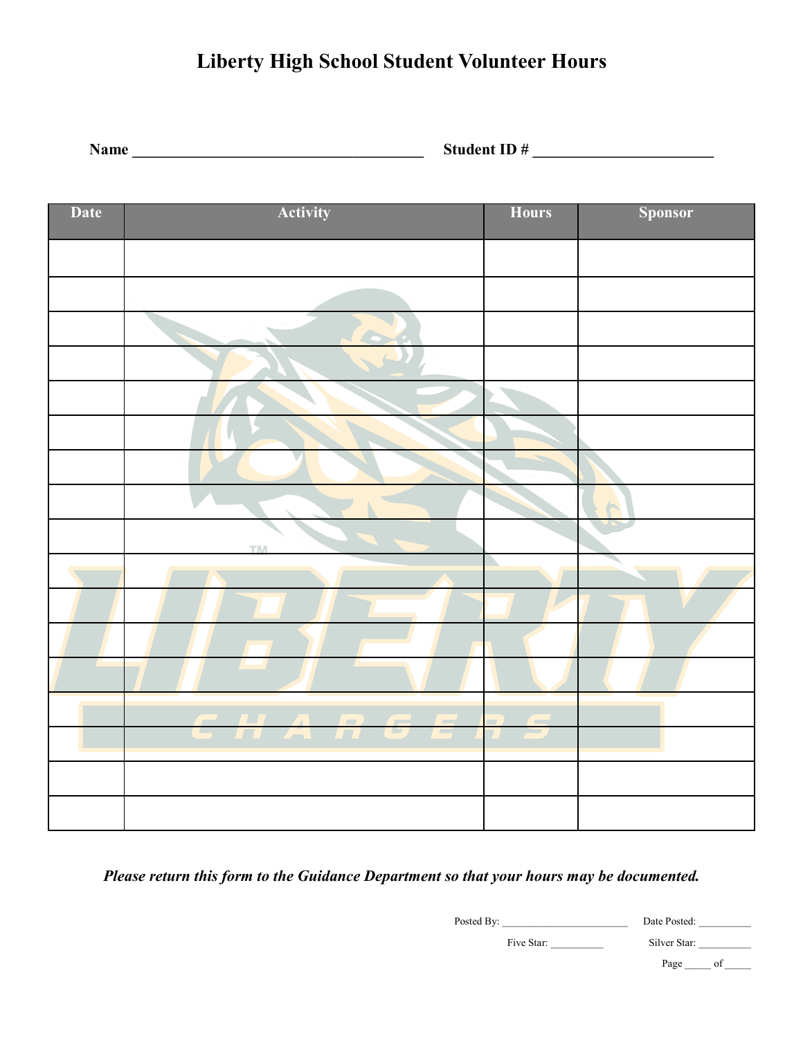# Liberty High School Student Volunteer Hours

**Name** ______________________________________ **Student ID #** _______________________

| Date | Activity | Hours | Sponsor |
|---|---|---|---|
| | | | |
| | | | |
| | | | |
| | | | |
| | | | |
| | | | |
| | | | |
| | | | |
| | | | |
| | | | |
| | | | |
| | | | |
| | | | |
| | | | |
| | | | |
| | | | |
| | | | |

***Please return this form to the Guidance Department so that your hours may be documented.***

Posted By: ________________________ Date Posted: __________

Five Star: __________ Silver Star: __________

Page _____ of _____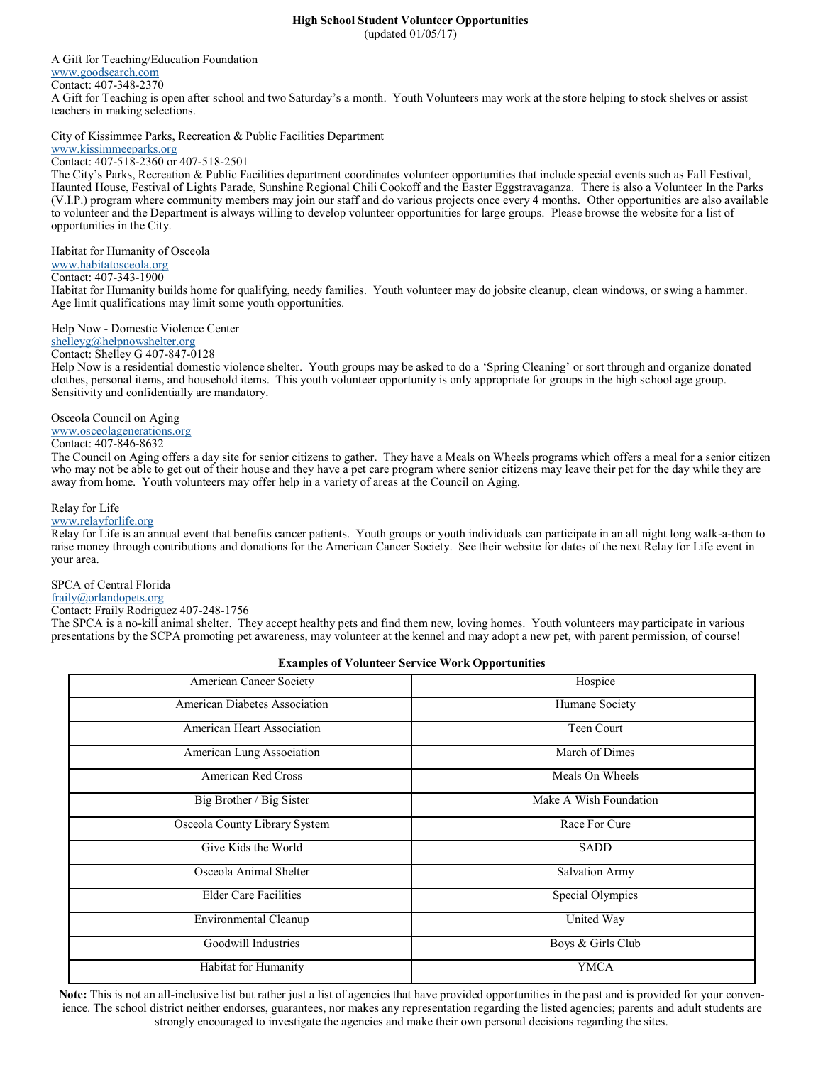# High School Student Volunteer Opportunities

(updated 01/05/17)

A Gift for Teaching/Education Foundation
www.goodsearch.com
Contact: 407-348-2370
A Gift for Teaching is open after school and two Saturday's a month. Youth Volunteers may work at the store helping to stock shelves or assist teachers in making selections.

City of Kissimmee Parks, Recreation & Public Facilities Department
www.kissimmeeparks.org
Contact: 407-518-2360 or 407-518-2501
The City's Parks, Recreation & Public Facilities department coordinates volunteer opportunities that include special events such as Fall Festival, Haunted House, Festival of Lights Parade, Sunshine Regional Chili Cookoff and the Easter Eggstravaganza. There is also a Volunteer In the Parks (V.I.P.) program where community members may join our staff and do various projects once every 4 months. Other opportunities are also available to volunteer and the Department is always willing to develop volunteer opportunities for large groups. Please browse the website for a list of opportunities in the City.

Habitat for Humanity of Osceola
www.habitatosceola.org
Contact: 407-343-1900
Habitat for Humanity builds home for qualifying, needy families. Youth volunteer may do jobsite cleanup, clean windows, or swing a hammer. Age limit qualifications may limit some youth opportunities.

Help Now - Domestic Violence Center
shelleyg@helpnowshelter.org
Contact: Shelley G 407-847-0128
Help Now is a residential domestic violence shelter. Youth groups may be asked to do a 'Spring Cleaning' or sort through and organize donated clothes, personal items, and household items. This youth volunteer opportunity is only appropriate for groups in the high school age group. Sensitivity and confidentially are mandatory.

Osceola Council on Aging
www.osceolagenerations.org
Contact: 407-846-8632
The Council on Aging offers a day site for senior citizens to gather. They have a Meals on Wheels programs which offers a meal for a senior citizen who may not be able to get out of their house and they have a pet care program where senior citizens may leave their pet for the day while they are away from home. Youth volunteers may offer help in a variety of areas at the Council on Aging.

Relay for Life
www.relayforlife.org
Relay for Life is an annual event that benefits cancer patients. Youth groups or youth individuals can participate in an all night long walk-a-thon to raise money through contributions and donations for the American Cancer Society. See their website for dates of the next Relay for Life event in your area.

SPCA of Central Florida
fraily@orlandopets.org
Contact: Fraily Rodriguez 407-248-1756
The SPCA is a no-kill animal shelter. They accept healthy pets and find them new, loving homes. Youth volunteers may participate in various presentations by the SCPA promoting pet awareness, may volunteer at the kennel and may adopt a new pet, with parent permission, of course!

**Examples of Volunteer Service Work Opportunities**

| | |
|---|---|
| American Cancer Society | Hospice |
| American Diabetes Association | Humane Society |
| American Heart Association | Teen Court |
| American Lung Association | March of Dimes |
| American Red Cross | Meals On Wheels |
| Big Brother / Big Sister | Make A Wish Foundation |
| Osceola County Library System | Race For Cure |
| Give Kids the World | SADD |
| Osceola Animal Shelter | Salvation Army |
| Elder Care Facilities | Special Olympics |
| Environmental Cleanup | United Way |
| Goodwill Industries | Boys & Girls Club |
| Habitat for Humanity | YMCA |

**Note:** This is not an all-inclusive list but rather just a list of agencies that have provided opportunities in the past and is provided for your convenience. The school district neither endorses, guarantees, nor makes any representation regarding the listed agencies; parents and adult students are strongly encouraged to investigate the agencies and make their own personal decisions regarding the sites.